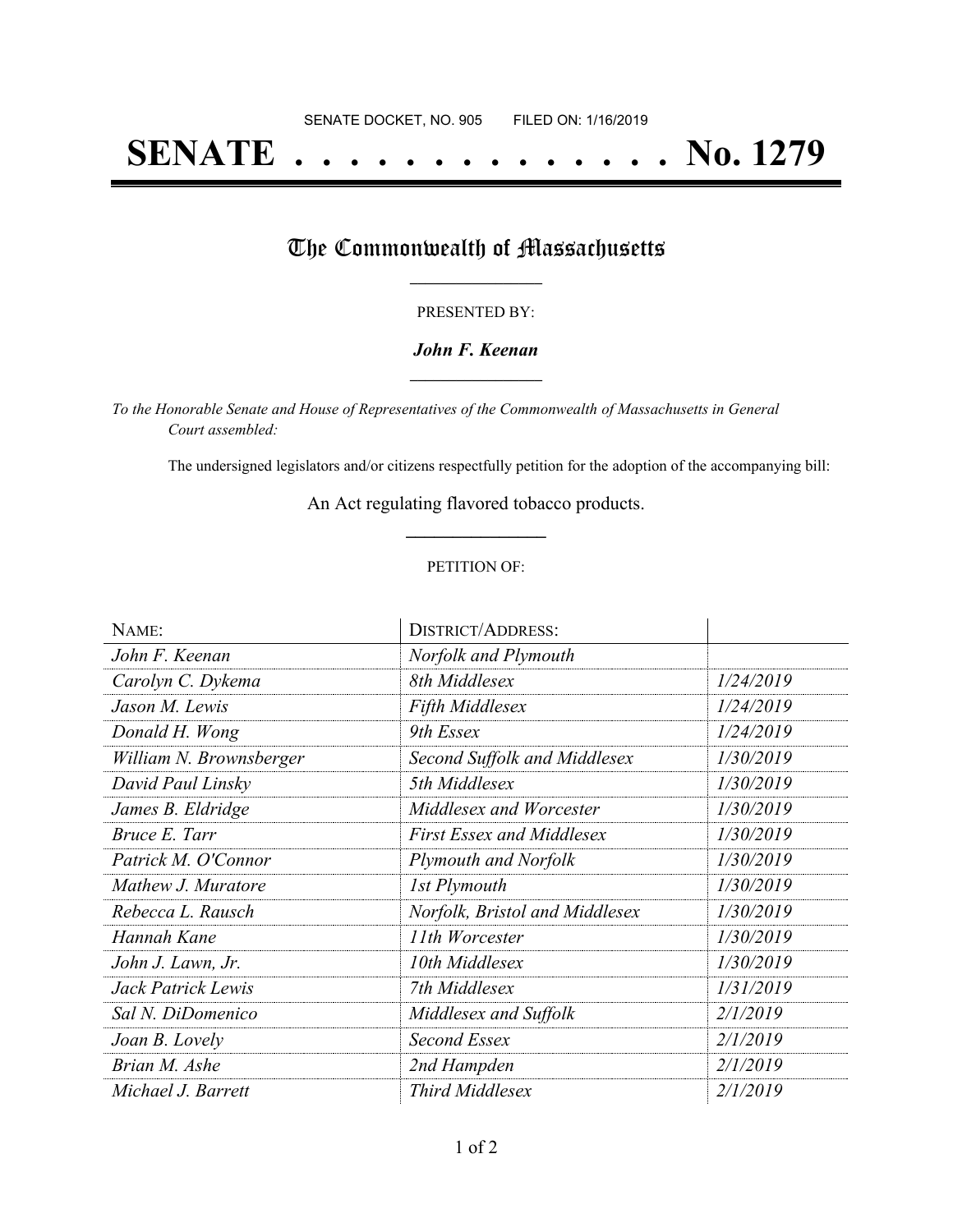SENATE DOCKET, NO. 905        FILED ON: 1/16/2019

# SENATE . . . . . . . . . . . . . . No. 1279

## The Commonwealth of Massachusetts

PRESENTED BY:

***John F. Keenan***

*To the Honorable Senate and House of Representatives of the Commonwealth of Massachusetts in General Court assembled:*

The undersigned legislators and/or citizens respectfully petition for the adoption of the accompanying bill:

An Act regulating flavored tobacco products.

PETITION OF:

| NAME: | DISTRICT/ADDRESS: | |
|---|---|---|
| *John F. Keenan* | *Norfolk and Plymouth* | |
| *Carolyn C. Dykema* | *8th Middlesex* | *1/24/2019* |
| *Jason M. Lewis* | *Fifth Middlesex* | *1/24/2019* |
| *Donald H. Wong* | *9th Essex* | *1/24/2019* |
| *William N. Brownsberger* | *Second Suffolk and Middlesex* | *1/30/2019* |
| *David Paul Linsky* | *5th Middlesex* | *1/30/2019* |
| *James B. Eldridge* | *Middlesex and Worcester* | *1/30/2019* |
| *Bruce E. Tarr* | *First Essex and Middlesex* | *1/30/2019* |
| *Patrick M. O'Connor* | *Plymouth and Norfolk* | *1/30/2019* |
| *Mathew J. Muratore* | *1st Plymouth* | *1/30/2019* |
| *Rebecca L. Rausch* | *Norfolk, Bristol and Middlesex* | *1/30/2019* |
| *Hannah Kane* | *11th Worcester* | *1/30/2019* |
| *John J. Lawn, Jr.* | *10th Middlesex* | *1/30/2019* |
| *Jack Patrick Lewis* | *7th Middlesex* | *1/31/2019* |
| *Sal N. DiDomenico* | *Middlesex and Suffolk* | *2/1/2019* |
| *Joan B. Lovely* | *Second Essex* | *2/1/2019* |
| *Brian M. Ashe* | *2nd Hampden* | *2/1/2019* |
| *Michael J. Barrett* | *Third Middlesex* | *2/1/2019* |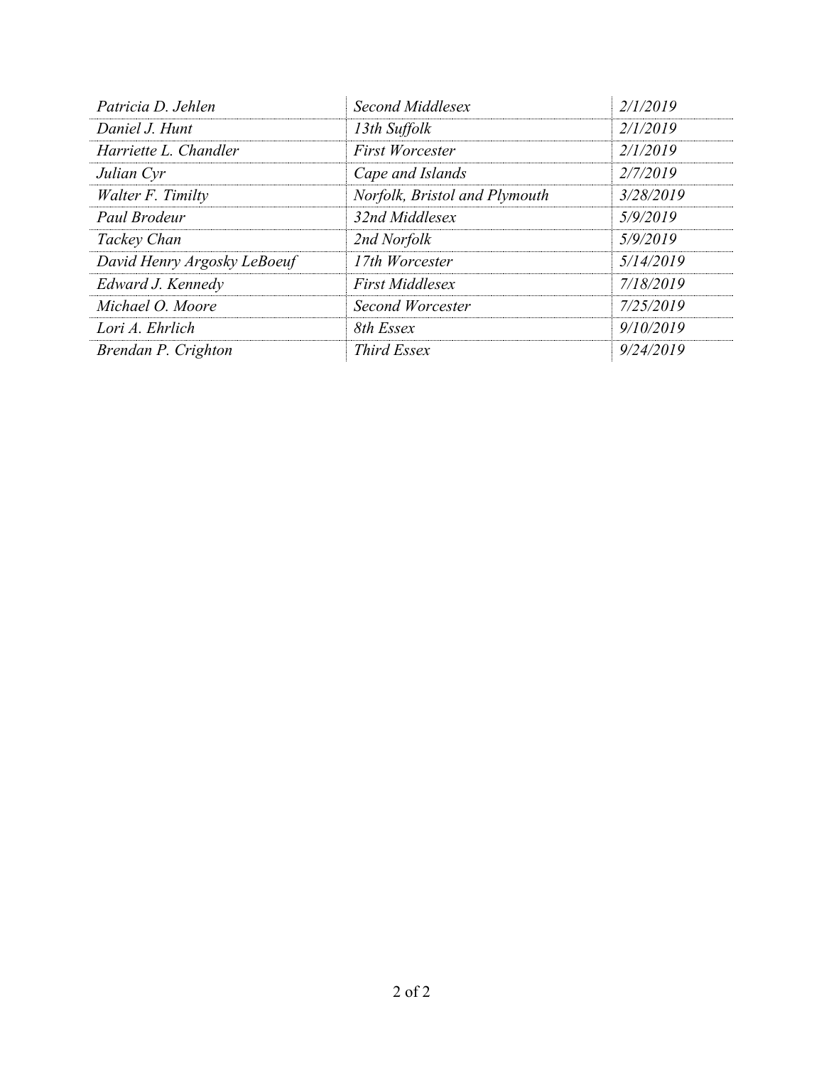| | | |
|---|---|---|
| *Patricia D. Jehlen* | *Second Middlesex* | *2/1/2019* |
| *Daniel J. Hunt* | *13th Suffolk* | *2/1/2019* |
| *Harriette L. Chandler* | *First Worcester* | *2/1/2019* |
| *Julian Cyr* | *Cape and Islands* | *2/7/2019* |
| *Walter F. Timilty* | *Norfolk, Bristol and Plymouth* | *3/28/2019* |
| *Paul Brodeur* | *32nd Middlesex* | *5/9/2019* |
| *Tackey Chan* | *2nd Norfolk* | *5/9/2019* |
| *David Henry Argosky LeBoeuf* | *17th Worcester* | *5/14/2019* |
| *Edward J. Kennedy* | *First Middlesex* | *7/18/2019* |
| *Michael O. Moore* | *Second Worcester* | *7/25/2019* |
| *Lori A. Ehrlich* | *8th Essex* | *9/10/2019* |
| *Brendan P. Crighton* | *Third Essex* | *9/24/2019* |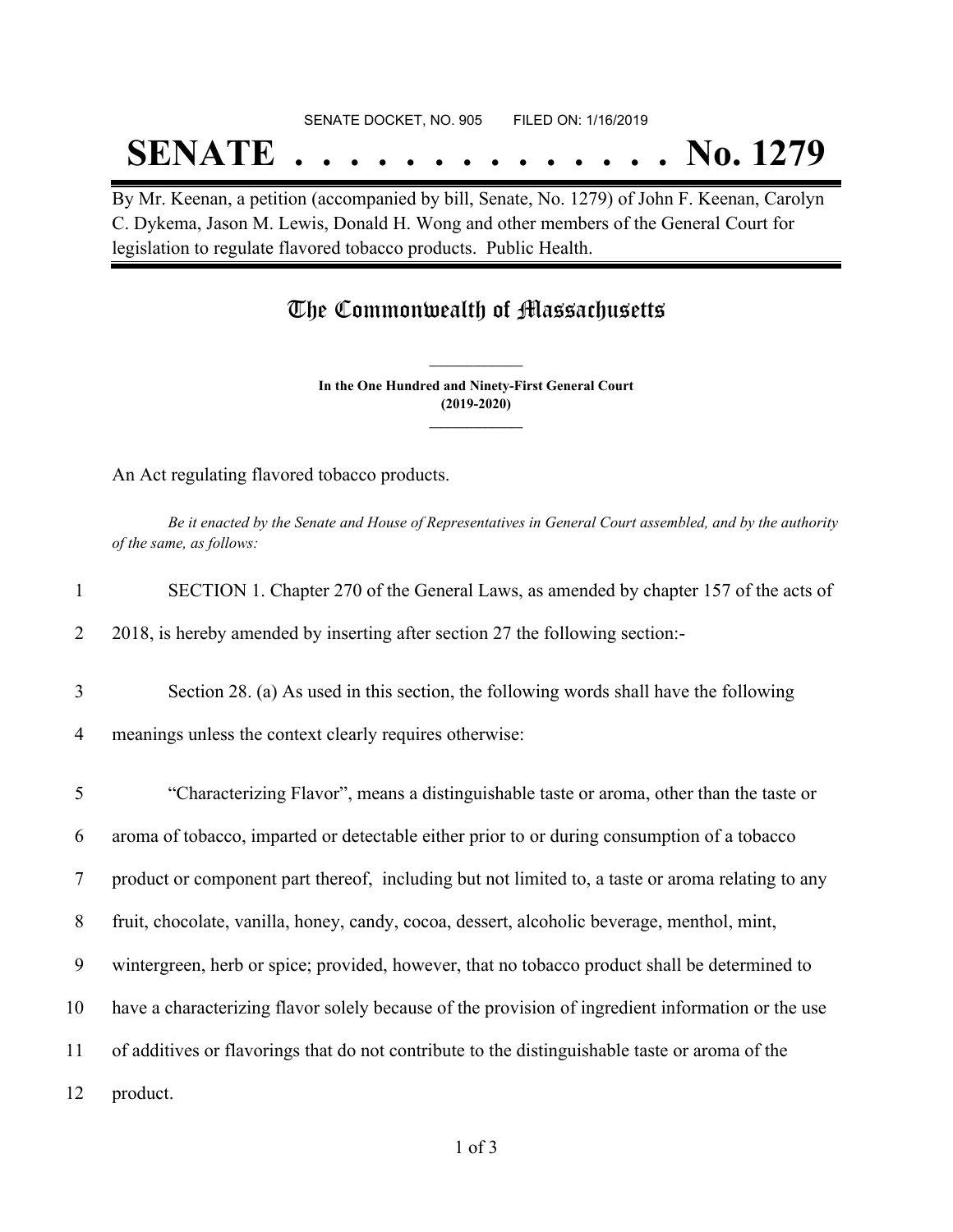SENATE DOCKET, NO. 905 FILED ON: 1/16/2019

# SENATE . . . . . . . . . . . . . . No. 1279

By Mr. Keenan, a petition (accompanied by bill, Senate, No. 1279) of John F. Keenan, Carolyn C. Dykema, Jason M. Lewis, Donald H. Wong and other members of the General Court for legislation to regulate flavored tobacco products. Public Health.

## The Commonwealth of Massachusetts

**In the One Hundred and Ninety-First General Court (2019-2020)**

An Act regulating flavored tobacco products.

*Be it enacted by the Senate and House of Representatives in General Court assembled, and by the authority of the same, as follows:*

1 SECTION 1. Chapter 270 of the General Laws, as amended by chapter 157 of the acts of
2 2018, is hereby amended by inserting after section 27 the following section:-

3 Section 28. (a) As used in this section, the following words shall have the following
4 meanings unless the context clearly requires otherwise:

5 "Characterizing Flavor", means a distinguishable taste or aroma, other than the taste or
6 aroma of tobacco, imparted or detectable either prior to or during consumption of a tobacco
7 product or component part thereof, including but not limited to, a taste or aroma relating to any
8 fruit, chocolate, vanilla, honey, candy, cocoa, dessert, alcoholic beverage, menthol, mint,
9 wintergreen, herb or spice; provided, however, that no tobacco product shall be determined to
10 have a characterizing flavor solely because of the provision of ingredient information or the use
11 of additives or flavorings that do not contribute to the distinguishable taste or aroma of the
12 product.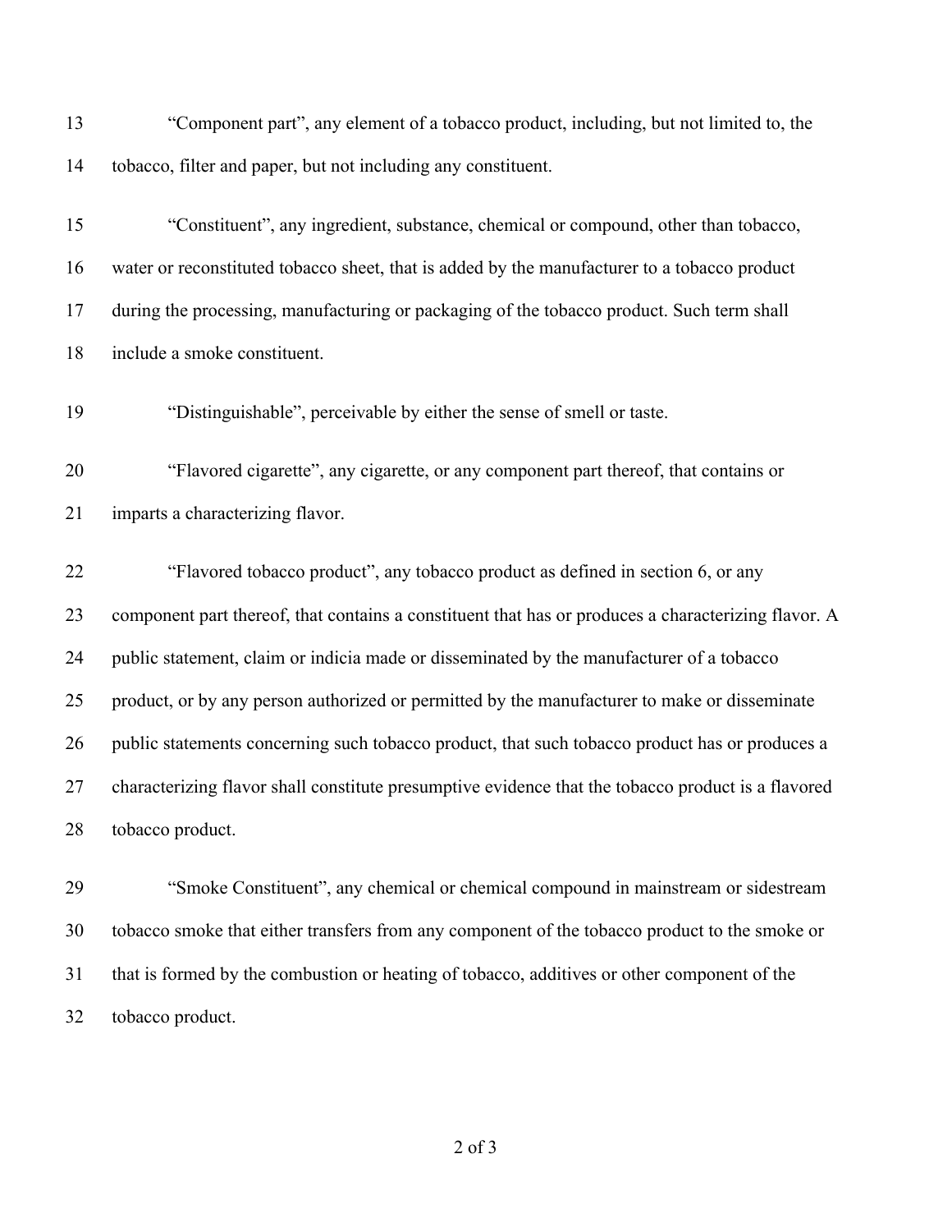"Component part", any element of a tobacco product, including, but not limited to, the tobacco, filter and paper, but not including any constituent.

"Constituent", any ingredient, substance, chemical or compound, other than tobacco, water or reconstituted tobacco sheet, that is added by the manufacturer to a tobacco product during the processing, manufacturing or packaging of the tobacco product. Such term shall include a smoke constituent.

"Distinguishable", perceivable by either the sense of smell or taste.

"Flavored cigarette", any cigarette, or any component part thereof, that contains or imparts a characterizing flavor.

"Flavored tobacco product", any tobacco product as defined in section 6, or any component part thereof, that contains a constituent that has or produces a characterizing flavor. A public statement, claim or indicia made or disseminated by the manufacturer of a tobacco product, or by any person authorized or permitted by the manufacturer to make or disseminate public statements concerning such tobacco product, that such tobacco product has or produces a characterizing flavor shall constitute presumptive evidence that the tobacco product is a flavored tobacco product.

"Smoke Constituent", any chemical or chemical compound in mainstream or sidestream tobacco smoke that either transfers from any component of the tobacco product to the smoke or that is formed by the combustion or heating of tobacco, additives or other component of the tobacco product.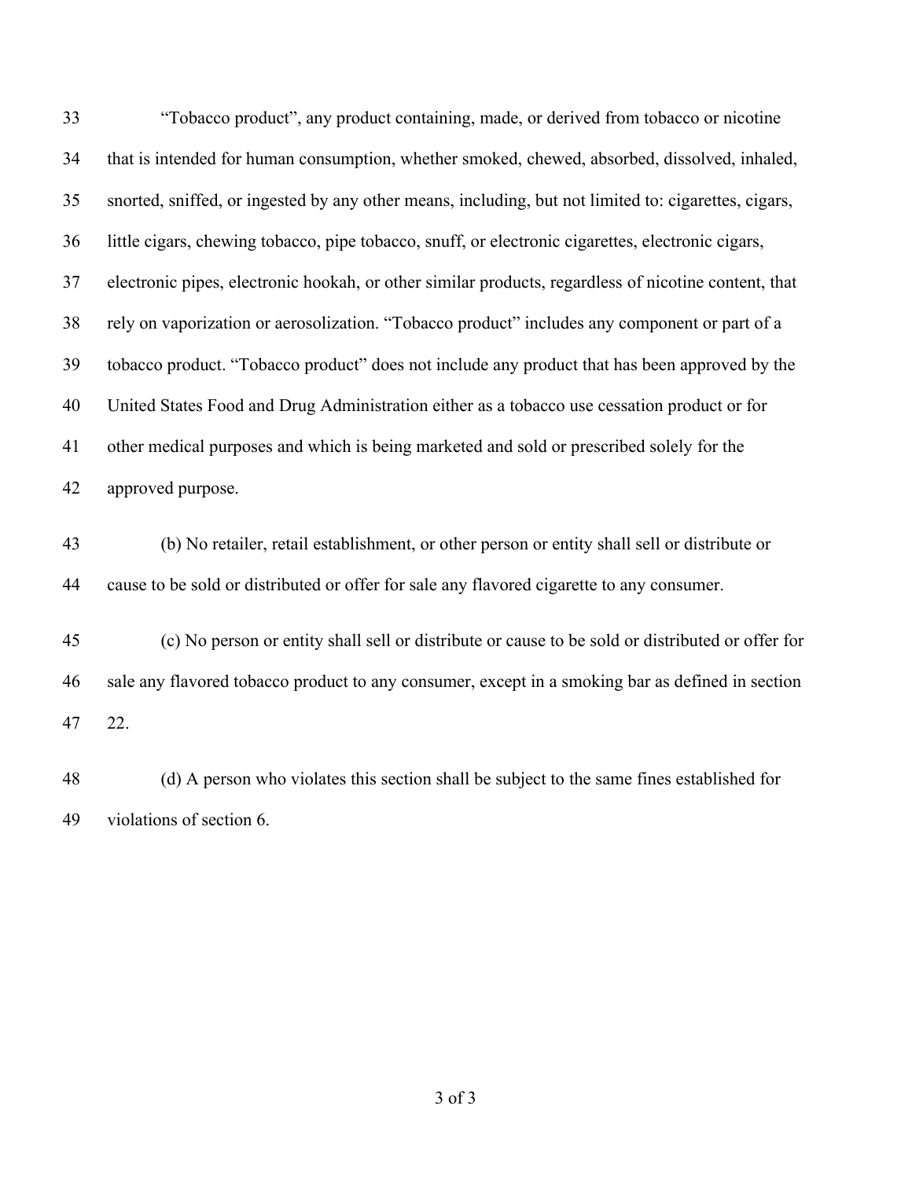"Tobacco product", any product containing, made, or derived from tobacco or nicotine that is intended for human consumption, whether smoked, chewed, absorbed, dissolved, inhaled, snorted, sniffed, or ingested by any other means, including, but not limited to: cigarettes, cigars, little cigars, chewing tobacco, pipe tobacco, snuff, or electronic cigarettes, electronic cigars, electronic pipes, electronic hookah, or other similar products, regardless of nicotine content, that rely on vaporization or aerosolization. "Tobacco product" includes any component or part of a tobacco product. "Tobacco product" does not include any product that has been approved by the United States Food and Drug Administration either as a tobacco use cessation product or for other medical purposes and which is being marketed and sold or prescribed solely for the approved purpose.

(b) No retailer, retail establishment, or other person or entity shall sell or distribute or cause to be sold or distributed or offer for sale any flavored cigarette to any consumer.

(c) No person or entity shall sell or distribute or cause to be sold or distributed or offer for sale any flavored tobacco product to any consumer, except in a smoking bar as defined in section 22.

(d) A person who violates this section shall be subject to the same fines established for violations of section 6.